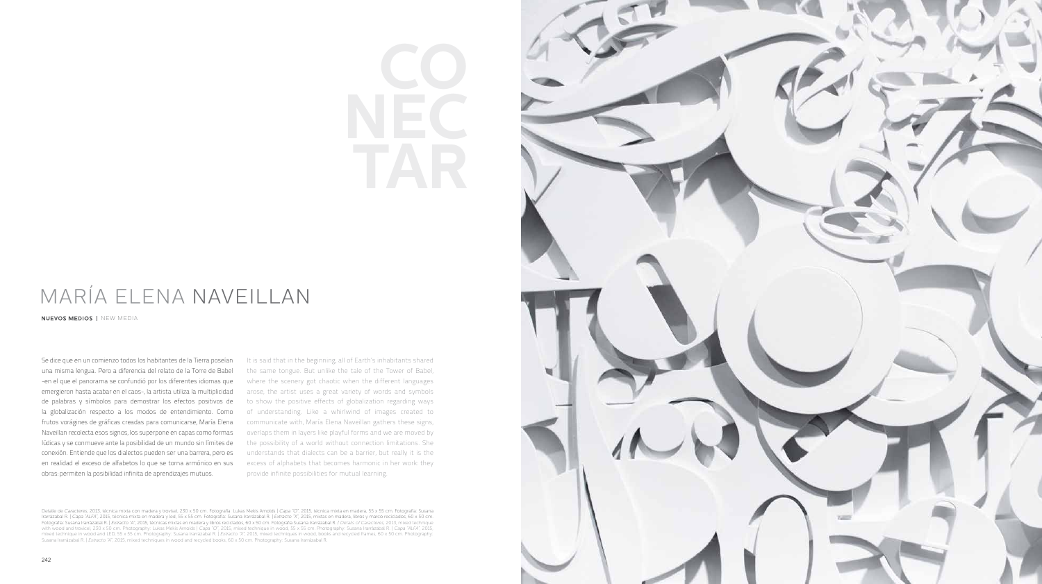# CONECTAR

## MARÍA ELENA NAVEILLAN

**NUEVOS MEDIOS** | NEW MEDIA

Se dice que en un comienzo todos los habitantes de la Tierra poseían una misma lengua. Pero a diferencia del relato de la Torre de Babel –en el que el panorama se confundió por los diferentes idiomas que emergieron hasta acabar en el caos–, la artista utiliza la multiplicidad de palabras y símbolos para demostrar los efectos positivos de la globalización respecto a los modos de entendimiento. Como frutos vorágines de gráficas creadas para comunicarse, María Elena Naveillan recolecta esos signos, los superpone en capas como formas lúdicas y se conmueve ante la posibilidad de un mundo sin límites de conexión. Entiende que los dialectos pueden ser una barrera, pero es en realidad el exceso de alfabetos lo que se torna armónico en sus obras: permiten la posibilidad infinita de aprendizajes mutuos.

It is said that in the beginning, all of Earth's inhabitants shared the same tongue. But unlike the tale of the Tower of Babel, where the scenery got chaotic when the different languages arose, the artist uses a great variety of words and symbols to show the positive effects of globalization regarding ways of understanding. Like a whirlwind of images created to communicate with, María Elena Naveillan gathers these signs, overlaps them in layers like playful forms and we are moved by the possibility of a world without connection limitations. She understands that dialects can be a barrier, but really it is the excess of alphabets that becomes harmonic in her work: they provide infinite possibilities for mutual learning.

Detalle de *Caracteres*, 2013, técnica mixta con madera y trovisel, 230 x 50 cm. Fotografía: Lukas Melés Arnolds | *Capa "O"*, 2015, técnica mixta en madera, 55 x 55 cm. Fotografía: Susana Irarrázabal R. | *Capa "ALFA"*, 2015, técnica mixta en madera y led, 55 x 55 cm. Fotografía: Susana Irarrázabal R. | *Extracto "X"*, 2015, mixtas en madera, libros y marco reciclados, 60 x 50 cm. Fotografía: Susana Irarrázabal R. | *Extracto "A"*, 2015, técnicas mixtas en madera y libros reciclados, 60 x 50 cm. Fotografía Susana Irarrázabal R. / Details of *Caracteres*, 2013, mixed technique with wood and trovicel, 230 x 50 cm. Photography: Lukas Melés Arnolds | *Capa "O"*, 2015, mixed technique in wood, 55 x 55 cm. Photography: Susana Irarrázabal R. | *Capa "ALFA"*, 2015, mixed technique in wood and LED, 55 x 55 cm. Photography: Susana Irarrázabal R. | *Extracto "X"*, 2015, mixed techniques in wood, books and recycled frames, 60 x 50 cm. Photography: Susana Irarrázabal R. | *Extracto "A"*, 2015, mixed techniques in wood and recycled books, 60 x 50 cm. Photography: Susana Irarrázabal R.